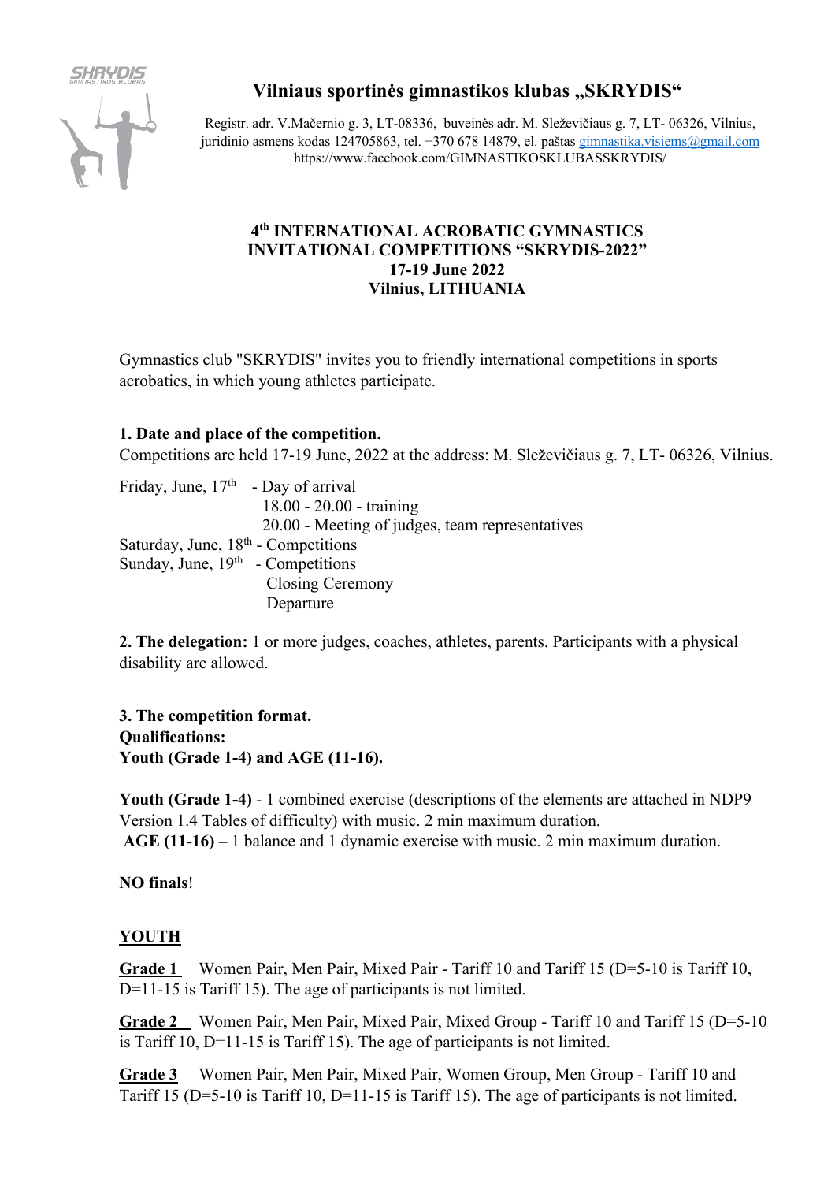# Vilniaus sportinės gimnastikos klubas „SKRYDIS“

Registr. adr. V.Mačernio g. 3, LT-08336, buveinės adr. M. Sleževičiaus g. 7, LT- 06326, Vilnius, juridinio asmens kodas 124705863, tel. +370 678 14879, el. paštas gimnastika.visiems@gmail.com
https://www.facebook.com/GIMNASTIKOSKLUBASSKRYDIS/

## 4th INTERNATIONAL ACROBATIC GYMNASTICS INVITATIONAL COMPETITIONS “SKRYDIS-2022”
## 17-19 June 2022
## Vilnius, LITHUANIA

Gymnastics club "SKRYDIS" invites you to friendly international competitions in sports acrobatics, in which young athletes participate.

**1. Date and place of the competition.**
Competitions are held 17-19 June, 2022 at the address: M. Sleževičiaus g. 7, LT- 06326, Vilnius.

Friday, June, 17th - Day of arrival
18.00 - 20.00 - training
20.00 - Meeting of judges, team representatives
Saturday, June, 18th - Competitions
Sunday, June, 19th - Competitions
Closing Ceremony
Departure

**2. The delegation:** 1 or more judges, coaches, athletes, parents. Participants with a physical disability are allowed.

**3. The competition format.**
**Qualifications:**
**Youth (Grade 1-4) and AGE (11-16).**

**Youth (Grade 1-4)** - 1 combined exercise (descriptions of the elements are attached in NDP9 Version 1.4 Tables of difficulty) with music. 2 min maximum duration.
**AGE (11-16) –** 1 balance and 1 dynamic exercise with music. 2 min maximum duration.

**NO finals**!

**YOUTH**

**Grade 1** Women Pair, Men Pair, Mixed Pair - Tariff 10 and Tariff 15 (D=5-10 is Tariff 10, D=11-15 is Tariff 15). The age of participants is not limited.

**Grade 2** Women Pair, Men Pair, Mixed Pair, Mixed Group - Tariff 10 and Tariff 15 (D=5-10 is Tariff 10, D=11-15 is Tariff 15). The age of participants is not limited.

**Grade 3** Women Pair, Men Pair, Mixed Pair, Women Group, Men Group - Tariff 10 and Tariff 15 (D=5-10 is Tariff 10, D=11-15 is Tariff 15). The age of participants is not limited.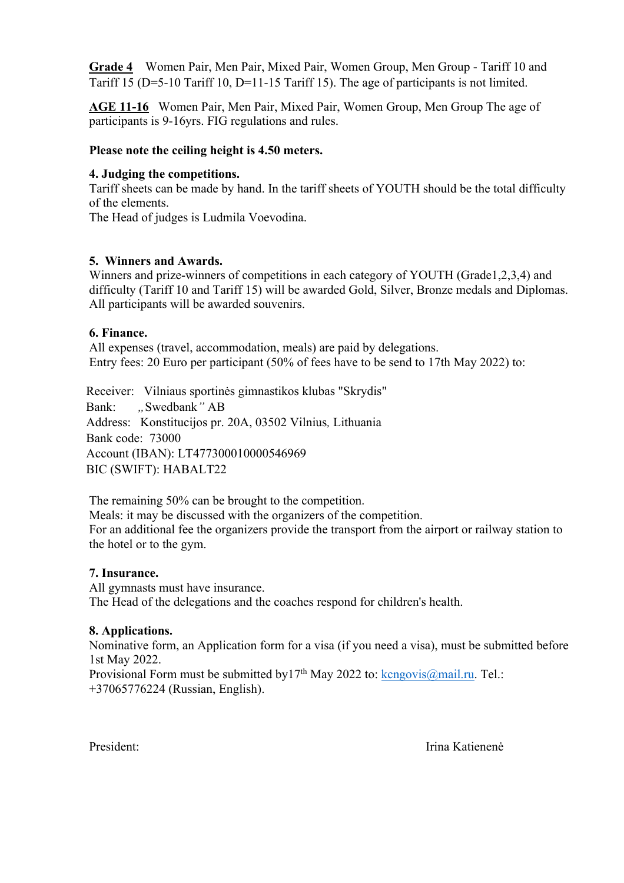**<u>Grade 4</u>** Women Pair, Men Pair, Mixed Pair, Women Group, Men Group - Tariff 10 and Tariff 15 (D=5-10 Tariff 10, D=11-15 Tariff 15). The age of participants is not limited.

**<u>AGE 11-16</u>** Women Pair, Men Pair, Mixed Pair, Women Group, Men Group The age of participants is 9-16yrs. FIG regulations and rules.

**Please note the ceiling height is 4.50 meters.**

**4. Judging the competitions.**

Tariff sheets can be made by hand. In the tariff sheets of YOUTH should be the total difficulty of the elements.

The Head of judges is Ludmila Voevodina.

**5. Winners and Awards.**

Winners and prize-winners of competitions in each category of YOUTH (Grade1,2,3,4) and difficulty (Tariff 10 and Tariff 15) will be awarded Gold, Silver, Bronze medals and Diplomas. All participants will be awarded souvenirs.

**6. Finance.**

All expenses (travel, accommodation, meals) are paid by delegations.

Entry fees: 20 Euro per participant (50% of fees have to be send to 17th May 2022) to:

Receiver: Vilniaus sportinės gimnastikos klubas "Skrydis"
Bank: „Swedbank" AB
Address: Konstitucijos pr. 20A, 03502 Vilnius, Lithuania
Bank code: 73000
Account (IBAN): LT477300010000546969
BIC (SWIFT): HABALT22

The remaining 50% can be brought to the competition.

Meals: it may be discussed with the organizers of the competition.

For an additional fee the organizers provide the transport from the airport or railway station to the hotel or to the gym.

**7. Insurance.**

All gymnasts must have insurance.

The Head of the delegations and the coaches respond for children's health.

**8. Applications.**

Nominative form, an Application form for a visa (if you need a visa), must be submitted before 1st May 2022.

Provisional Form must be submitted by17th May 2022 to: kcngovis@mail.ru. Tel.: +37065776224 (Russian, English).

President: Irina Katienenė